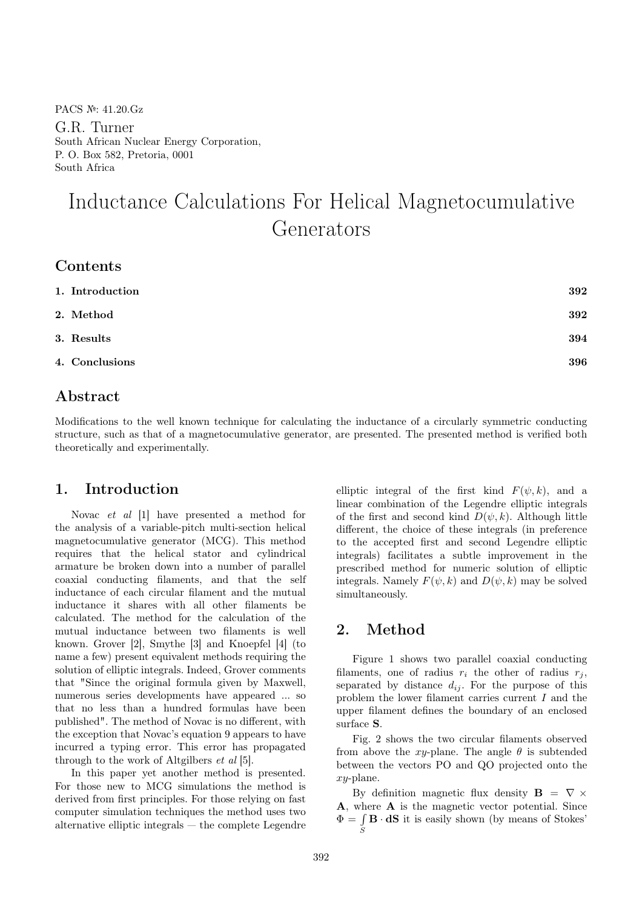PACS №: 41.20.Gz

G.R. Turner
South African Nuclear Energy Corporation,
P. O. Box 582, Pretoria, 0001
South Africa

# Inductance Calculations For Helical Magnetocumulative Generators

## Contents

1. **Introduction** 392
2. **Method** 392
3. **Results** 394
4. **Conclusions** 396

## Abstract

Modifications to the well known technique for calculating the inductance of a circularly symmetric conducting structure, such as that of a magnetocumulative generator, are presented. The presented method is verified both theoretically and experimentally.

## 1. Introduction

Novac *et al* [1] have presented a method for the analysis of a variable-pitch multi-section helical magnetocumulative generator (MCG). This method requires that the helical stator and cylindrical armature be broken down into a number of parallel coaxial conducting filaments, and that the self inductance of each circular filament and the mutual inductance it shares with all other filaments be calculated. The method for the calculation of the mutual inductance between two filaments is well known. Grover [2], Smythe [3] and Knoepfel [4] (to name a few) present equivalent methods requiring the solution of elliptic integrals. Indeed, Grover comments that "Since the original formula given by Maxwell, numerous series developments have appeared ... so that no less than a hundred formulas have been published". The method of Novac is no different, with the exception that Novac's equation 9 appears to have incurred a typing error. This error has propagated through to the work of Altgilbers *et al* [5].

In this paper yet another method is presented. For those new to MCG simulations the method is derived from first principles. For those relying on fast computer simulation techniques the method uses two alternative elliptic integrals — the complete Legendre elliptic integral of the first kind $F(\psi, k)$, and a linear combination of the Legendre elliptic integrals of the first and second kind $D(\psi, k)$. Although little different, the choice of these integrals (in preference to the accepted first and second Legendre elliptic integrals) facilitates a subtle improvement in the prescribed method for numeric solution of elliptic integrals. Namely $F(\psi, k)$ and $D(\psi, k)$ may be solved simultaneously.

## 2. Method

Figure 1 shows two parallel coaxial conducting filaments, one of radius $r_i$ the other of radius $r_j$, separated by distance $d_{ij}$. For the purpose of this problem the lower filament carries current $I$ and the upper filament defines the boundary of an enclosed surface **S**.

Fig. 2 shows the two circular filaments observed from above the $xy$-plane. The angle $\theta$ is subtended between the vectors PO and QO projected onto the $xy$-plane.

By definition magnetic flux density $\mathbf{B} = \nabla \times \mathbf{A}$, where $\mathbf{A}$ is the magnetic vector potential. Since $\Phi = \int_S \mathbf{B} \cdot \mathbf{dS}$ it is easily shown (by means of Stokes'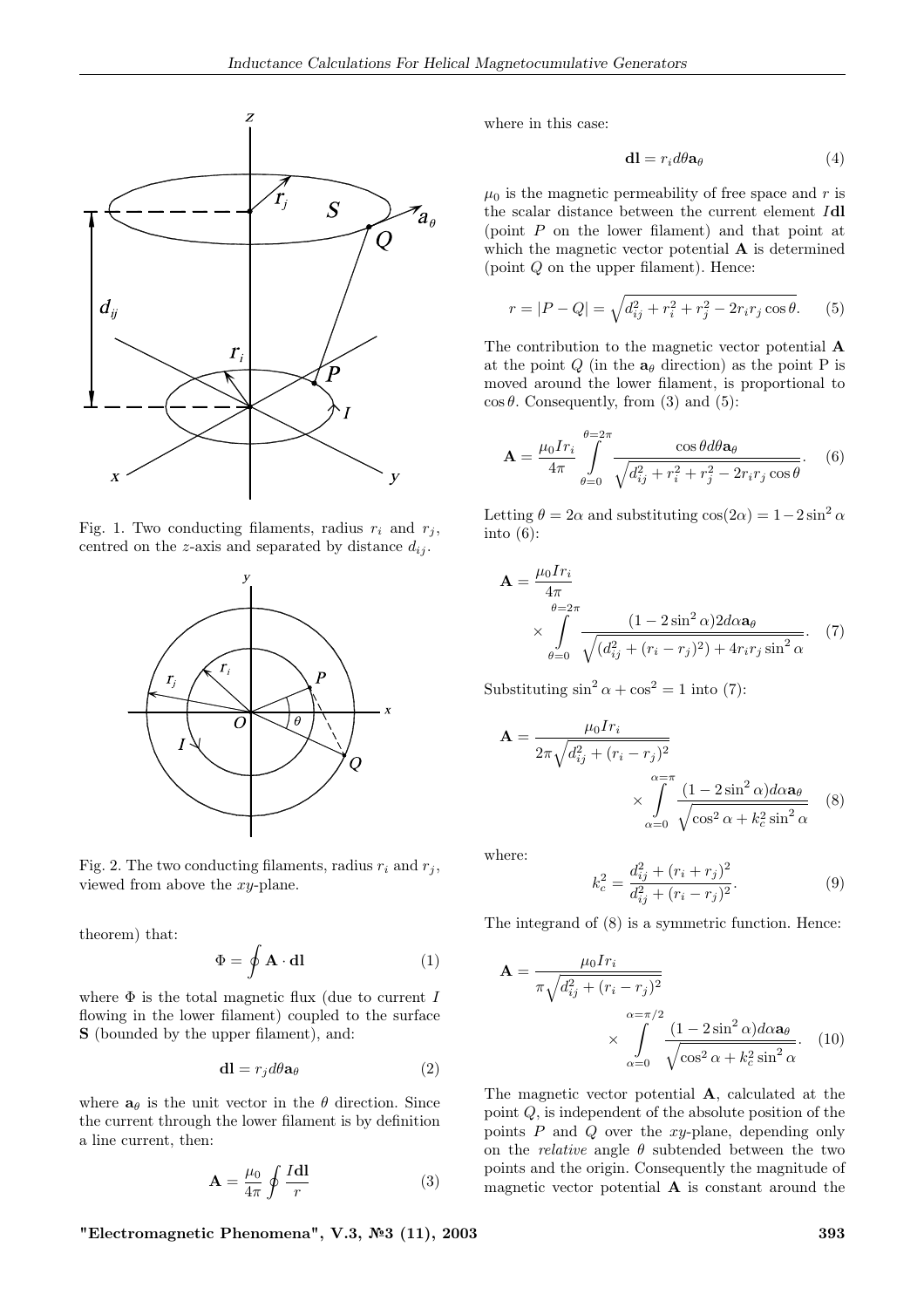Fig. 1. Two conducting filaments, radius $r_i$ and $r_j$, centred on the $z$-axis and separated by distance $d_{ij}$.

Fig. 2. The two conducting filaments, radius $r_i$ and $r_j$, viewed from above the $xy$-plane.

theorem) that:

$$\Phi = \oint \mathbf{A} \cdot \mathbf{dl} \tag{1}$$

where $\Phi$ is the total magnetic flux (due to current $I$ flowing in the lower filament) coupled to the surface $\mathbf{S}$ (bounded by the upper filament), and:

$$\mathbf{dl} = r_j d\theta \mathbf{a}_\theta \tag{2}$$

where $\mathbf{a}_\theta$ is the unit vector in the $\theta$ direction. Since the current through the lower filament is by definition a line current, then:

$$\mathbf{A} = \frac{\mu_0}{4\pi} \oint \frac{I\mathbf{dl}}{r} \tag{3}$$

where in this case:

$$\mathbf{dl} = r_i d\theta \mathbf{a}_\theta \tag{4}$$

$\mu_0$ is the magnetic permeability of free space and $r$ is the scalar distance between the current element $I\mathbf{dl}$ (point $P$ on the lower filament) and that point at which the magnetic vector potential $\mathbf{A}$ is determined (point $Q$ on the upper filament). Hence:

$$r = |P - Q| = \sqrt{d_{ij}^2 + r_i^2 + r_j^2 - 2r_i r_j \cos\theta}. \tag{5}$$

The contribution to the magnetic vector potential $\mathbf{A}$ at the point $Q$ (in the $\mathbf{a}_\theta$ direction) as the point P is moved around the lower filament, is proportional to $\cos\theta$. Consequently, from (3) and (5):

$$\mathbf{A} = \frac{\mu_0 I r_i}{4\pi} \int_{\theta=0}^{\theta=2\pi} \frac{\cos\theta d\theta \mathbf{a}_\theta}{\sqrt{d_{ij}^2 + r_i^2 + r_j^2 - 2r_i r_j \cos\theta}}. \tag{6}$$

Letting $\theta = 2\alpha$ and substituting $\cos(2\alpha) = 1 - 2\sin^2\alpha$ into (6):

$$\mathbf{A} = \frac{\mu_0 I r_i}{4\pi} \times \int_{\theta=0}^{\theta=2\pi} \frac{(1 - 2\sin^2\alpha) 2d\alpha \mathbf{a}_\theta}{\sqrt{(d_{ij}^2 + (r_i - r_j)^2) + 4r_i r_j \sin^2\alpha}}. \tag{7}$$

Substituting $\sin^2\alpha + \cos^2 = 1$ into (7):

$$\mathbf{A} = \frac{\mu_0 I r_i}{2\pi\sqrt{d_{ij}^2 + (r_i - r_j)^2}} \times \int_{\alpha=0}^{\alpha=\pi} \frac{(1 - 2\sin^2\alpha) d\alpha \mathbf{a}_\theta}{\sqrt{\cos^2\alpha + k_c^2 \sin^2\alpha}} \tag{8}$$

where:

$$k_c^2 = \frac{d_{ij}^2 + (r_i + r_j)^2}{d_{ij}^2 + (r_i - r_j)^2}. \tag{9}$$

The integrand of (8) is a symmetric function. Hence:

$$\mathbf{A} = \frac{\mu_0 I r_i}{\pi\sqrt{d_{ij}^2 + (r_i - r_j)^2}} \times \int_{\alpha=0}^{\alpha=\pi/2} \frac{(1 - 2\sin^2\alpha) d\alpha \mathbf{a}_\theta}{\sqrt{\cos^2\alpha + k_c^2 \sin^2\alpha}}. \tag{10}$$

The magnetic vector potential $\mathbf{A}$, calculated at the point $Q$, is independent of the absolute position of the points $P$ and $Q$ over the $xy$-plane, depending only on the *relative* angle $\theta$ subtended between the two points and the origin. Consequently the magnitude of magnetic vector potential $\mathbf{A}$ is constant around the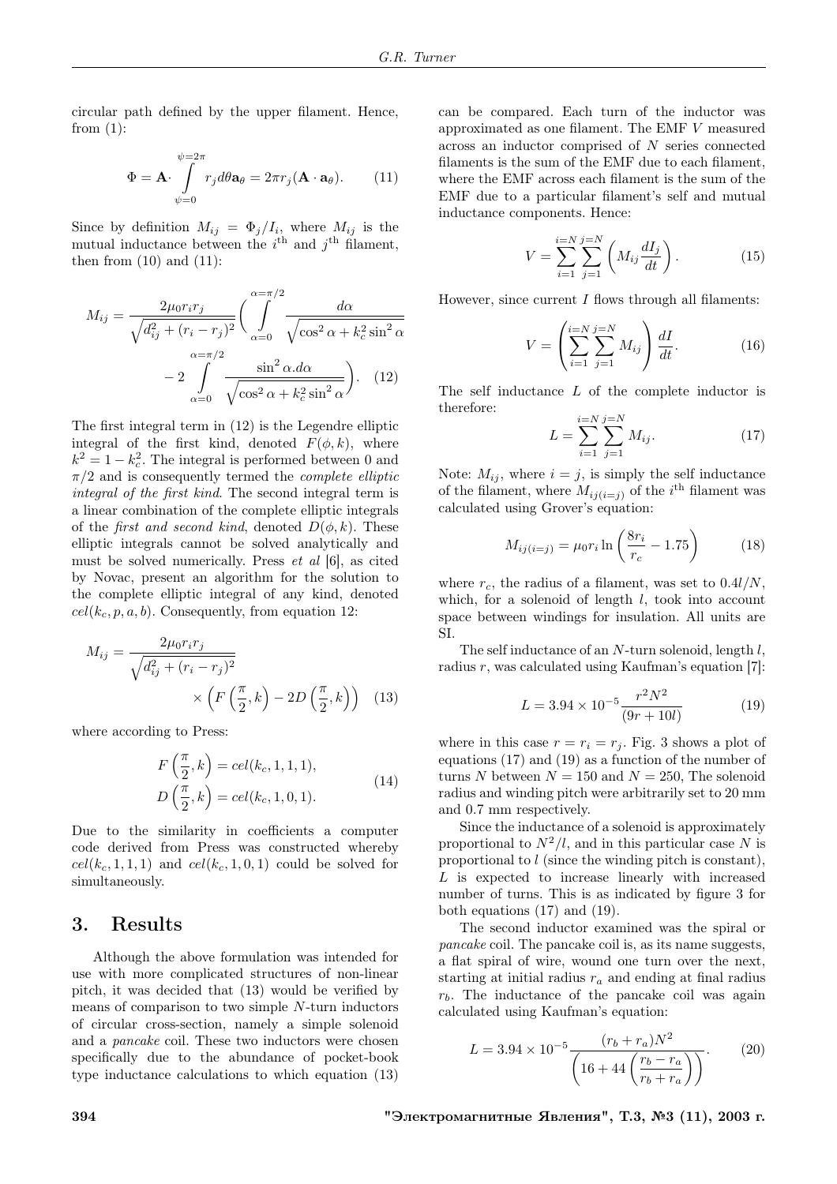circular path defined by the upper filament. Hence, from (1):

$$\Phi = \mathbf{A}\cdot \int_{\psi=0}^{\psi=2\pi} r_j d\theta \mathbf{a}_\theta = 2\pi r_j (\mathbf{A}\cdot \mathbf{a}_\theta). \qquad (11)$$

Since by definition $M_{ij} = \Phi_j / I_i$, where $M_{ij}$ is the mutual inductance between the $i^{\text{th}}$ and $j^{\text{th}}$ filament, then from (10) and (11):

$$M_{ij} = \frac{2\mu_0 r_i r_j}{\sqrt{d_{ij}^2 + (r_i - r_j)^2}} \Bigg( \int_{\alpha=0}^{\alpha=\pi/2} \frac{d\alpha}{\sqrt{\cos^2\alpha + k_c^2 \sin^2\alpha}} - 2\int_{\alpha=0}^{\alpha=\pi/2} \frac{\sin^2\alpha . d\alpha}{\sqrt{\cos^2\alpha + k_c^2\sin^2\alpha}} \Bigg). \qquad (12)$$

The first integral term in (12) is the Legendre elliptic integral of the first kind, denoted $F(\phi, k)$, where $k^2 = 1 - k_c^2$. The integral is performed between 0 and $\pi/2$ and is consequently termed the *complete elliptic integral of the first kind*. The second integral term is a linear combination of the complete elliptic integrals of the *first and second kind*, denoted $D(\phi, k)$. These elliptic integrals cannot be solved analytically and must be solved numerically. Press *et al* [6], as cited by Novac, present an algorithm for the solution to the complete elliptic integral of any kind, denoted $cel(k_c, p, a, b)$. Consequently, from equation 12:

$$M_{ij} = \frac{2\mu_0 r_i r_j}{\sqrt{d_{ij}^2 + (r_i - r_j)^2}} \times \left( F\left(\frac{\pi}{2}, k\right) - 2D\left(\frac{\pi}{2}, k\right)\right) \qquad (13)$$

where according to Press:

$$\begin{aligned} F\left(\frac{\pi}{2}, k\right) &= cel(k_c, 1, 1, 1), \\ D\left(\frac{\pi}{2}, k\right) &= cel(k_c, 1, 0, 1). \end{aligned} \qquad (14)$$

Due to the similarity in coefficients a computer code derived from Press was constructed whereby $cel(k_c, 1, 1, 1)$ and $cel(k_c, 1, 0, 1)$ could be solved for simultaneously.

## 3. Results

Although the above formulation was intended for use with more complicated structures of non-linear pitch, it was decided that (13) would be verified by means of comparison to two simple $N$-turn inductors of circular cross-section, namely a simple solenoid and a *pancake* coil. These two inductors were chosen specifically due to the abundance of pocket-book type inductance calculations to which equation (13) can be compared. Each turn of the inductor was approximated as one filament. The EMF $V$ measured across an inductor comprised of $N$ series connected filaments is the sum of the EMF due to each filament, where the EMF across each filament is the sum of the EMF due to a particular filament's self and mutual inductance components. Hence:

$$V = \sum_{i=1}^{i=N} \sum_{j=1}^{j=N} \left( M_{ij} \frac{dI_j}{dt} \right). \qquad (15)$$

However, since current $I$ flows through all filaments:

$$V = \left( \sum_{i=1}^{i=N} \sum_{j=1}^{j=N} M_{ij} \right) \frac{dI}{dt}. \qquad (16)$$

The self inductance $L$ of the complete inductor is therefore:

$$L = \sum_{i=1}^{i=N} \sum_{j=1}^{j=N} M_{ij}. \qquad (17)$$

Note: $M_{ij}$, where $i = j$, is simply the self inductance of the filament, where $M_{ij(i=j)}$ of the $i^{\text{th}}$ filament was calculated using Grover's equation:

$$M_{ij(i=j)} = \mu_0 r_i \ln\left(\frac{8 r_i}{r_c} - 1.75\right) \qquad (18)$$

where $r_c$, the radius of a filament, was set to $0.4l/N$, which, for a solenoid of length $l$, took into account space between windings for insulation. All units are SI.

The self inductance of an $N$-turn solenoid, length $l$, radius $r$, was calculated using Kaufman's equation [7]:

$$L = 3.94 \times 10^{-5} \frac{r^2 N^2}{(9r + 10l)} \qquad (19)$$

where in this case $r = r_i = r_j$. Fig. 3 shows a plot of equations (17) and (19) as a function of the number of turns $N$ between $N = 150$ and $N = 250$, The solenoid radius and winding pitch were arbitrarily set to 20 mm and 0.7 mm respectively.

Since the inductance of a solenoid is approximately proportional to $N^2/l$, and in this particular case $N$ is proportional to $l$ (since the winding pitch is constant), $L$ is expected to increase linearly with increased number of turns. This is as indicated by figure 3 for both equations (17) and (19).

The second inductor examined was the spiral or *pancake* coil. The pancake coil is, as its name suggests, a flat spiral of wire, wound one turn over the next, starting at initial radius $r_a$ and ending at final radius $r_b$. The inductance of the pancake coil was again calculated using Kaufman's equation:

$$L = 3.94 \times 10^{-5} \frac{(r_b + r_a) N^2}{\left(16 + 44\left(\frac{r_b - r_a}{r_b + r_a}\right)\right)}. \qquad (20)$$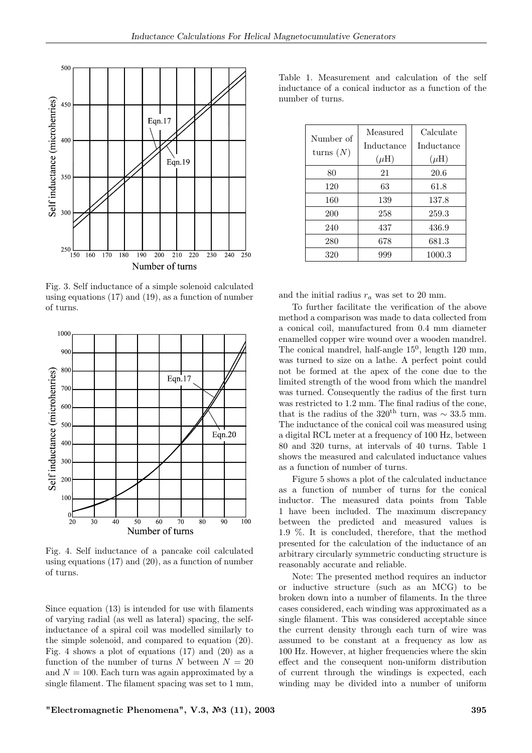Fig. 3. Self inductance of a simple solenoid calculated using equations (17) and (19), as a function of number of turns.

Fig. 4. Self inductance of a pancake coil calculated using equations (17) and (20), as a function of number of turns.

Since equation (13) is intended for use with filaments of varying radial (as well as lateral) spacing, the self-inductance of a spiral coil was modelled similarly to the simple solenoid, and compared to equation (20). Fig. 4 shows a plot of equations (17) and (20) as a function of the number of turns $N$ between $N = 20$ and $N = 100$. Each turn was again approximated by a single filament. The filament spacing was set to 1 mm, and the initial radius $r_a$ was set to 20 mm.

Table 1. Measurement and calculation of the self inductance of a conical inductor as a function of the number of turns.

| Number of turns ($N$) | Measured Inductance ($\mu$H) | Calculate Inductance ($\mu$H) |
|---|---|---|
| 80 | 21 | 20.6 |
| 120 | 63 | 61.8 |
| 160 | 139 | 137.8 |
| 200 | 258 | 259.3 |
| 240 | 437 | 436.9 |
| 280 | 678 | 681.3 |
| 320 | 999 | 1000.3 |

To further facilitate the verification of the above method a comparison was made to data collected from a conical coil, manufactured from 0.4 mm diameter enamelled copper wire wound over a wooden mandrel. The conical mandrel, half-angle $15^0$, length 120 mm, was turned to size on a lathe. A perfect point could not be formed at the apex of the cone due to the limited strength of the wood from which the mandrel was turned. Consequently the radius of the first turn was restricted to 1.2 mm. The final radius of the cone, that is the radius of the $320^{\text{th}}$ turn, was $\sim 33.5$ mm. The inductance of the conical coil was measured using a digital RCL meter at a frequency of 100 Hz, between 80 and 320 turns, at intervals of 40 turns. Table 1 shows the measured and calculated inductance values as a function of number of turns.

Figure 5 shows a plot of the calculated inductance as a function of number of turns for the conical inductor. The measured data points from Table 1 have been included. The maximum discrepancy between the predicted and measured values is 1.9 %. It is concluded, therefore, that the method presented for the calculation of the inductance of an arbitrary circularly symmetric conducting structure is reasonably accurate and reliable.

Note: The presented method requires an inductor or inductive structure (such as an MCG) to be broken down into a number of filaments. In the three cases considered, each winding was approximated as a single filament. This was considered acceptable since the current density through each turn of wire was assumed to be constant at a frequency as low as 100 Hz. However, at higher frequencies where the skin effect and the consequent non-uniform distribution of current through the windings is expected, each winding may be divided into a number of uniform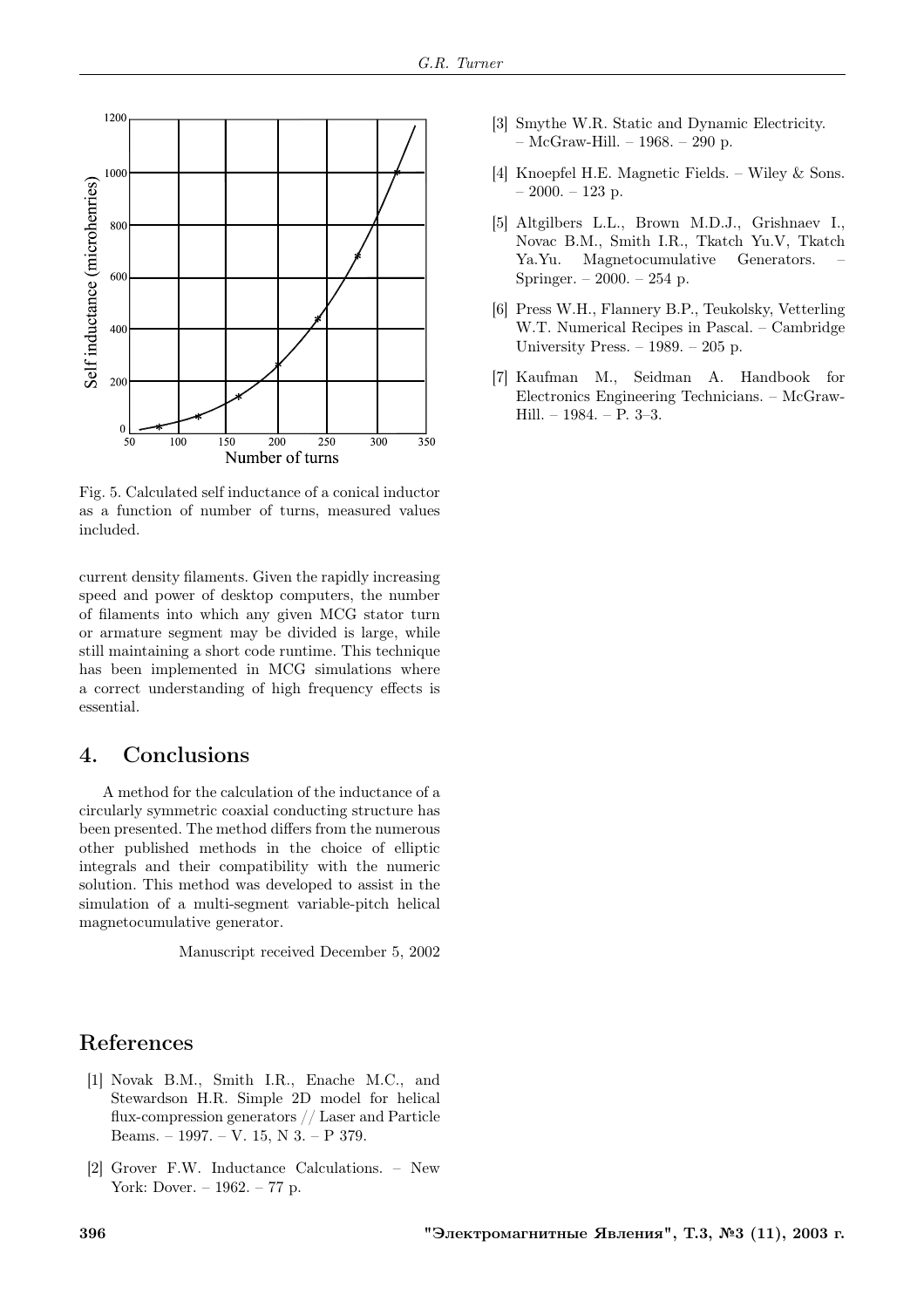1200

1000

800

600

400

200

0

Self inductance (microhenries)

50 100 150 200 250 300 350

Number of turns

Fig. 5. Calculated self inductance of a conical inductor as a function of number of turns, measured values included.

current density filaments. Given the rapidly increasing speed and power of desktop computers, the number of filaments into which any given MCG stator turn or armature segment may be divided is large, while still maintaining a short code runtime. This technique has been implemented in MCG simulations where a correct understanding of high frequency effects is essential.

## 4. Conclusions

A method for the calculation of the inductance of a circularly symmetric coaxial conducting structure has been presented. The method differs from the numerous other published methods in the choice of elliptic integrals and their compatibility with the numeric solution. This method was developed to assist in the simulation of a multi-segment variable-pitch helical magnetocumulative generator.

Manuscript received December 5, 2002

## References

[1] Novak B.M., Smith I.R., Enache M.C., and Stewardson H.R. Simple 2D model for helical flux-compression generators // Laser and Particle Beams. – 1997. – V. 15, N 3. – P 379.

[2] Grover F.W. Inductance Calculations. – New York: Dover. – 1962. – 77 p.

[3] Smythe W.R. Static and Dynamic Electricity. – McGraw-Hill. – 1968. – 290 p.

[4] Knoepfel H.E. Magnetic Fields. – Wiley & Sons. – 2000. – 123 p.

[5] Altgilbers L.L., Brown M.D.J., Grishnaev I., Novac B.M., Smith I.R., Tkatch Yu.V, Tkatch Ya.Yu. Magnetocumulative Generators. – Springer. – 2000. – 254 p.

[6] Press W.H., Flannery B.P., Teukolsky, Vetterling W.T. Numerical Recipes in Pascal. – Cambridge University Press. – 1989. – 205 p.

[7] Kaufman M., Seidman A. Handbook for Electronics Engineering Technicians. – McGraw-Hill. – 1984. – P. 3–3.